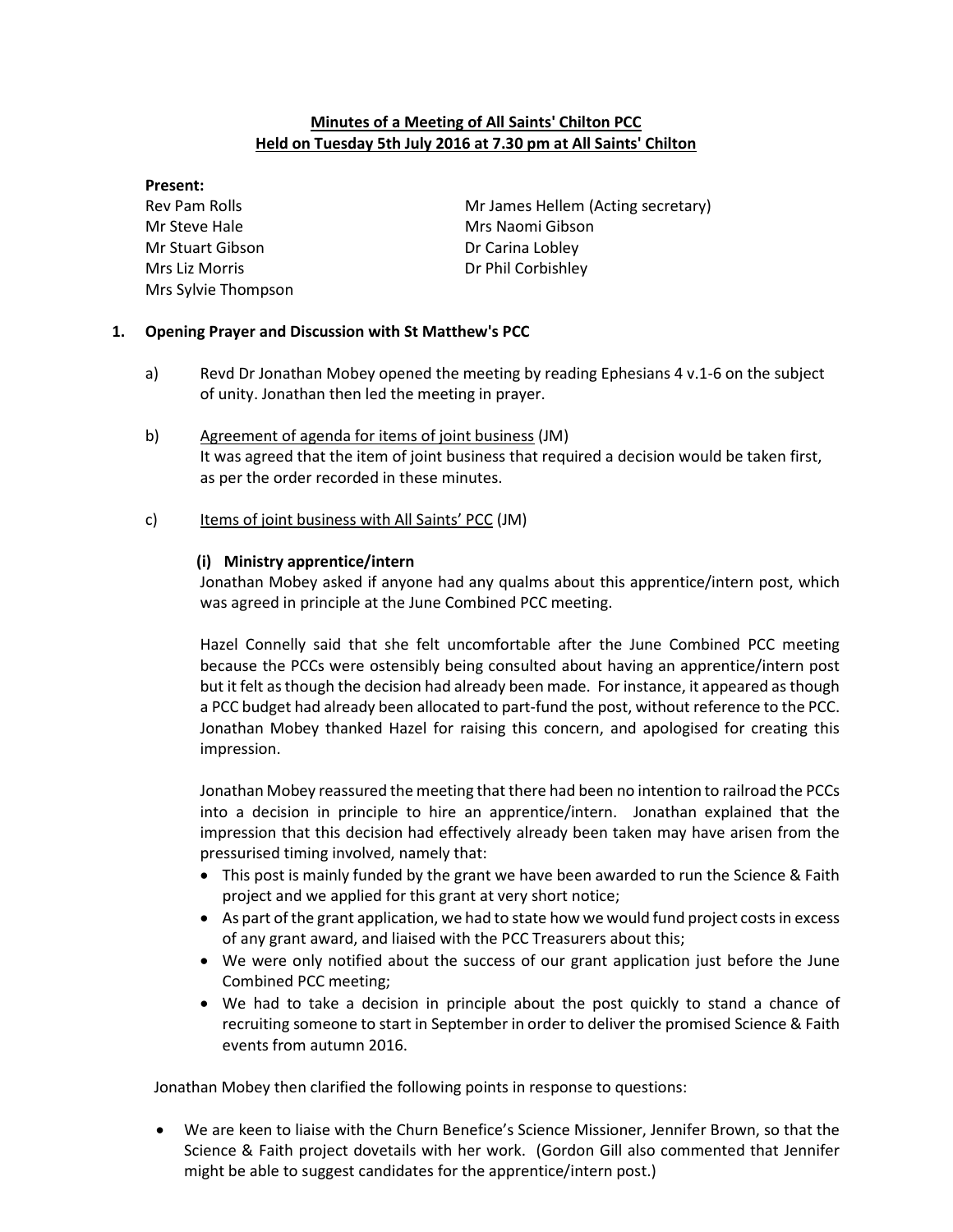**Minutes of a Meeting of All Saints' Chilton PCC**
**Held on Tuesday 5th July 2016 at 7.30 pm at All Saints' Chilton**

**Present:**

Rev Pam Rolls
Mr Steve Hale
Mr Stuart Gibson
Mrs Liz Morris
Mrs Sylvie Thompson
Mr James Hellem (Acting secretary)
Mrs Naomi Gibson
Dr Carina Lobley
Dr Phil Corbishley

**1. Opening Prayer and Discussion with St Matthew's PCC**

a) Revd Dr Jonathan Mobey opened the meeting by reading Ephesians 4 v.1-6 on the subject of unity. Jonathan then led the meeting in prayer.

b) Agreement of agenda for items of joint business (JM)
It was agreed that the item of joint business that required a decision would be taken first, as per the order recorded in these minutes.

c) Items of joint business with All Saints' PCC (JM)

**(i) Ministry apprentice/intern**

Jonathan Mobey asked if anyone had any qualms about this apprentice/intern post, which was agreed in principle at the June Combined PCC meeting.

Hazel Connelly said that she felt uncomfortable after the June Combined PCC meeting because the PCCs were ostensibly being consulted about having an apprentice/intern post but it felt as though the decision had already been made. For instance, it appeared as though a PCC budget had already been allocated to part-fund the post, without reference to the PCC. Jonathan Mobey thanked Hazel for raising this concern, and apologised for creating this impression.

Jonathan Mobey reassured the meeting that there had been no intention to railroad the PCCs into a decision in principle to hire an apprentice/intern. Jonathan explained that the impression that this decision had effectively already been taken may have arisen from the pressurised timing involved, namely that:

- This post is mainly funded by the grant we have been awarded to run the Science & Faith project and we applied for this grant at very short notice;
- As part of the grant application, we had to state how we would fund project costs in excess of any grant award, and liaised with the PCC Treasurers about this;
- We were only notified about the success of our grant application just before the June Combined PCC meeting;
- We had to take a decision in principle about the post quickly to stand a chance of recruiting someone to start in September in order to deliver the promised Science & Faith events from autumn 2016.

Jonathan Mobey then clarified the following points in response to questions:

- We are keen to liaise with the Churn Benefice's Science Missioner, Jennifer Brown, so that the Science & Faith project dovetails with her work. (Gordon Gill also commented that Jennifer might be able to suggest candidates for the apprentice/intern post.)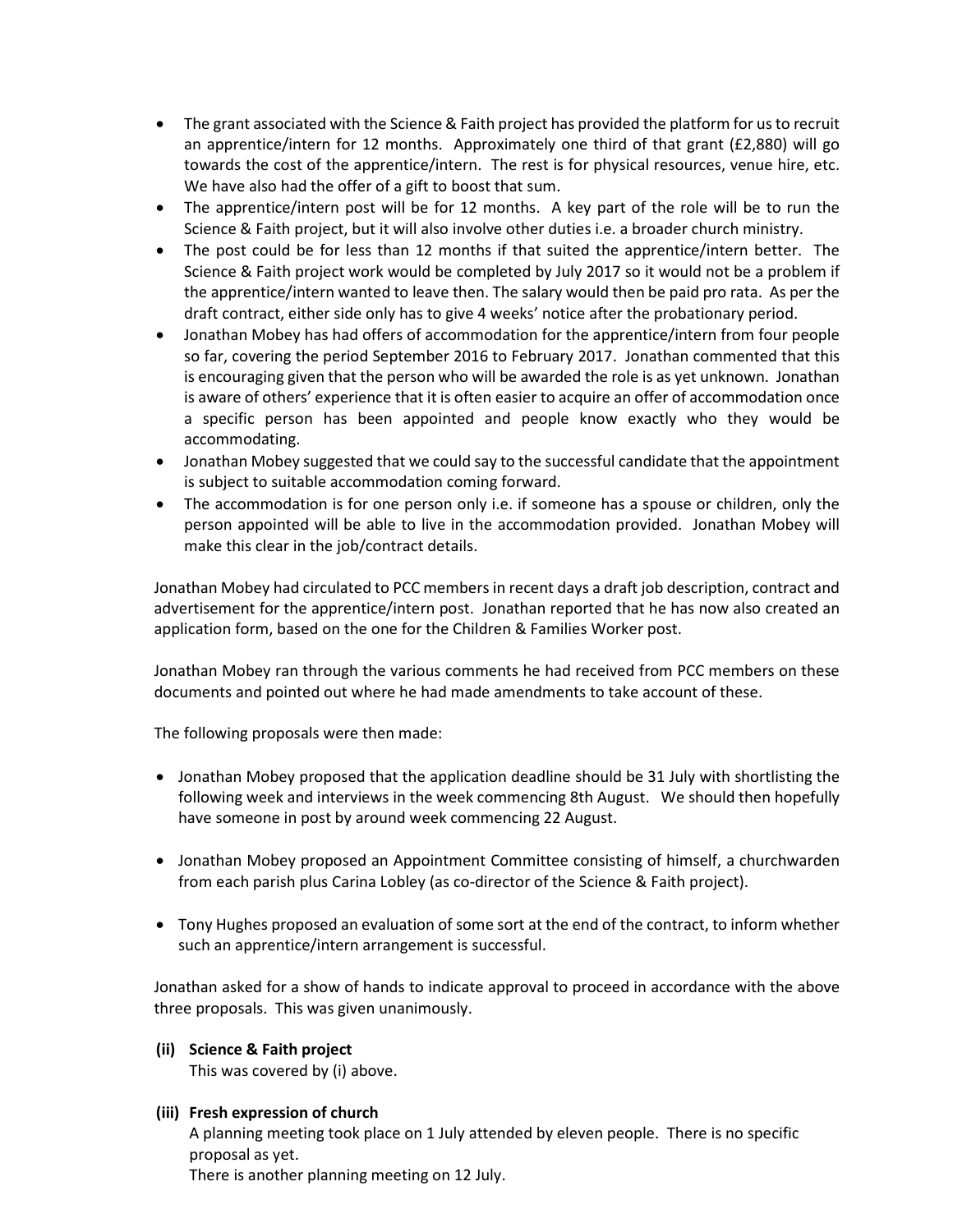- The grant associated with the Science & Faith project has provided the platform for us to recruit an apprentice/intern for 12 months. Approximately one third of that grant (£2,880) will go towards the cost of the apprentice/intern. The rest is for physical resources, venue hire, etc. We have also had the offer of a gift to boost that sum.
- The apprentice/intern post will be for 12 months. A key part of the role will be to run the Science & Faith project, but it will also involve other duties i.e. a broader church ministry.
- The post could be for less than 12 months if that suited the apprentice/intern better. The Science & Faith project work would be completed by July 2017 so it would not be a problem if the apprentice/intern wanted to leave then. The salary would then be paid pro rata. As per the draft contract, either side only has to give 4 weeks' notice after the probationary period.
- Jonathan Mobey has had offers of accommodation for the apprentice/intern from four people so far, covering the period September 2016 to February 2017. Jonathan commented that this is encouraging given that the person who will be awarded the role is as yet unknown. Jonathan is aware of others' experience that it is often easier to acquire an offer of accommodation once a specific person has been appointed and people know exactly who they would be accommodating.
- Jonathan Mobey suggested that we could say to the successful candidate that the appointment is subject to suitable accommodation coming forward.
- The accommodation is for one person only i.e. if someone has a spouse or children, only the person appointed will be able to live in the accommodation provided. Jonathan Mobey will make this clear in the job/contract details.

Jonathan Mobey had circulated to PCC members in recent days a draft job description, contract and advertisement for the apprentice/intern post. Jonathan reported that he has now also created an application form, based on the one for the Children & Families Worker post.

Jonathan Mobey ran through the various comments he had received from PCC members on these documents and pointed out where he had made amendments to take account of these.

The following proposals were then made:

- Jonathan Mobey proposed that the application deadline should be 31 July with shortlisting the following week and interviews in the week commencing 8th August. We should then hopefully have someone in post by around week commencing 22 August.

- Jonathan Mobey proposed an Appointment Committee consisting of himself, a churchwarden from each parish plus Carina Lobley (as co-director of the Science & Faith project).

- Tony Hughes proposed an evaluation of some sort at the end of the contract, to inform whether such an apprentice/intern arrangement is successful.

Jonathan asked for a show of hands to indicate approval to proceed in accordance with the above three proposals. This was given unanimously.

**(ii) Science & Faith project**

This was covered by (i) above.

**(iii) Fresh expression of church**

A planning meeting took place on 1 July attended by eleven people. There is no specific proposal as yet.

There is another planning meeting on 12 July.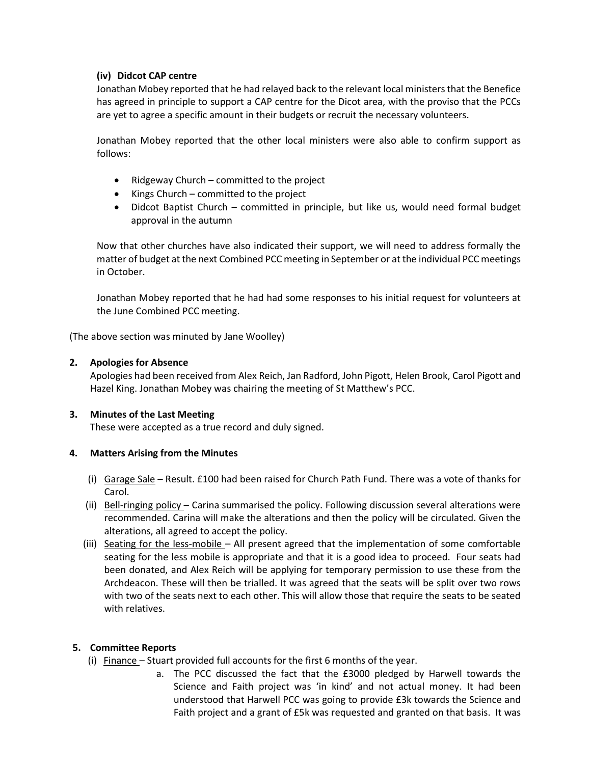**(iv) Didcot CAP centre**

Jonathan Mobey reported that he had relayed back to the relevant local ministers that the Benefice has agreed in principle to support a CAP centre for the Dicot area, with the proviso that the PCCs are yet to agree a specific amount in their budgets or recruit the necessary volunteers.

Jonathan Mobey reported that the other local ministers were also able to confirm support as follows:

- Ridgeway Church – committed to the project
- Kings Church – committed to the project
- Didcot Baptist Church – committed in principle, but like us, would need formal budget approval in the autumn

Now that other churches have also indicated their support, we will need to address formally the matter of budget at the next Combined PCC meeting in September or at the individual PCC meetings in October.

Jonathan Mobey reported that he had had some responses to his initial request for volunteers at the June Combined PCC meeting.

(The above section was minuted by Jane Woolley)

**2. Apologies for Absence**

Apologies had been received from Alex Reich, Jan Radford, John Pigott, Helen Brook, Carol Pigott and Hazel King. Jonathan Mobey was chairing the meeting of St Matthew's PCC.

**3. Minutes of the Last Meeting**

These were accepted as a true record and duly signed.

**4. Matters Arising from the Minutes**

(i) Garage Sale – Result. £100 had been raised for Church Path Fund. There was a vote of thanks for Carol.

(ii) Bell-ringing policy – Carina summarised the policy. Following discussion several alterations were recommended. Carina will make the alterations and then the policy will be circulated. Given the alterations, all agreed to accept the policy.

(iii) Seating for the less-mobile – All present agreed that the implementation of some comfortable seating for the less mobile is appropriate and that it is a good idea to proceed. Four seats had been donated, and Alex Reich will be applying for temporary permission to use these from the Archdeacon. These will then be trialled. It was agreed that the seats will be split over two rows with two of the seats next to each other. This will allow those that require the seats to be seated with relatives.

**5. Committee Reports**

(i) Finance – Stuart provided full accounts for the first 6 months of the year.

a. The PCC discussed the fact that the £3000 pledged by Harwell towards the Science and Faith project was 'in kind' and not actual money. It had been understood that Harwell PCC was going to provide £3k towards the Science and Faith project and a grant of £5k was requested and granted on that basis. It was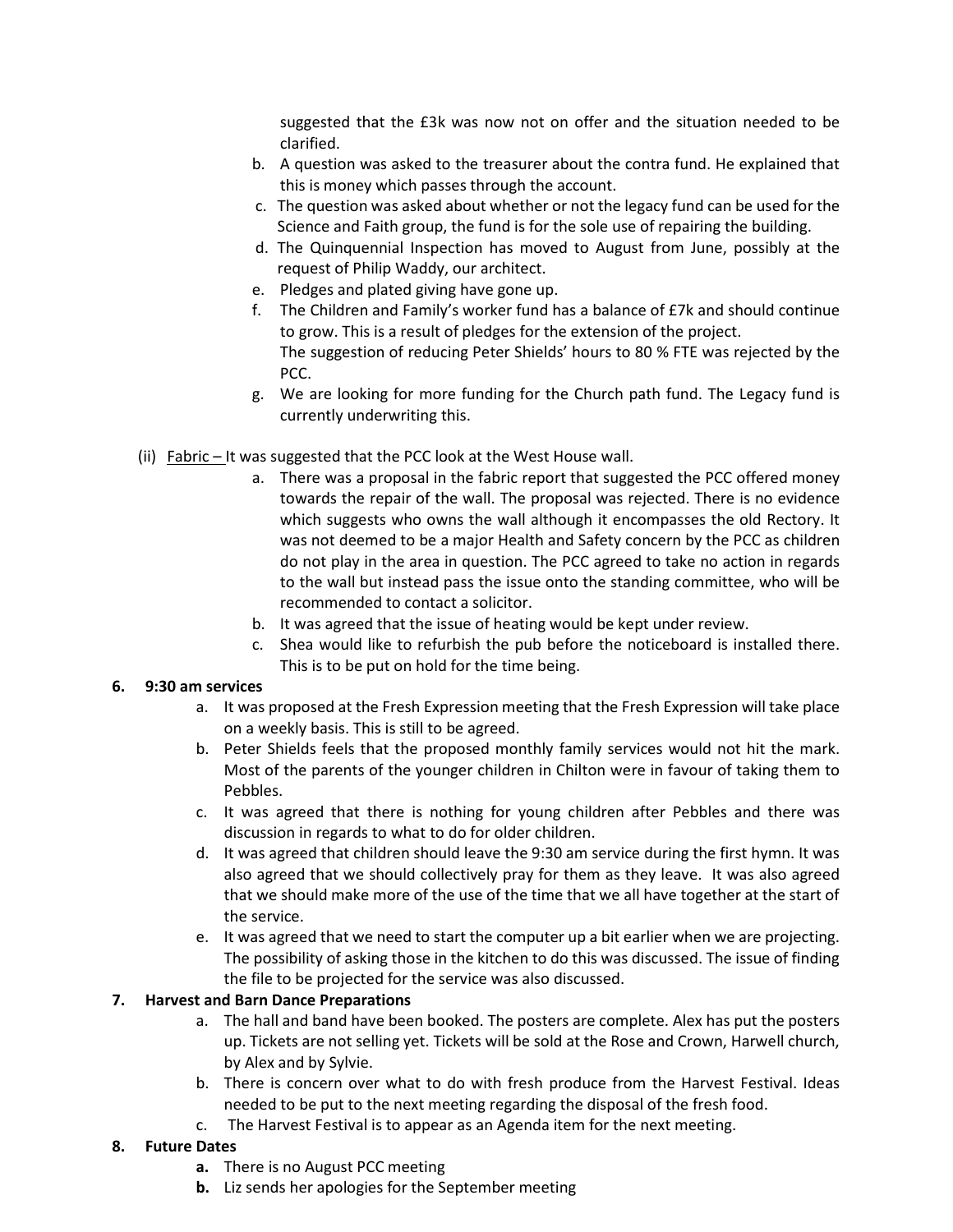suggested that the £3k was now not on offer and the situation needed to be clarified.

b. A question was asked to the treasurer about the contra fund. He explained that this is money which passes through the account.
c. The question was asked about whether or not the legacy fund can be used for the Science and Faith group, the fund is for the sole use of repairing the building.
d. The Quinquennial Inspection has moved to August from June, possibly at the request of Philip Waddy, our architect.
e. Pledges and plated giving have gone up.
f. The Children and Family's worker fund has a balance of £7k and should continue to grow. This is a result of pledges for the extension of the project.
   The suggestion of reducing Peter Shields' hours to 80 % FTE was rejected by the PCC.
g. We are looking for more funding for the Church path fund. The Legacy fund is currently underwriting this.

(ii) Fabric – It was suggested that the PCC look at the West House wall.

a. There was a proposal in the fabric report that suggested the PCC offered money towards the repair of the wall. The proposal was rejected. There is no evidence which suggests who owns the wall although it encompasses the old Rectory. It was not deemed to be a major Health and Safety concern by the PCC as children do not play in the area in question. The PCC agreed to take no action in regards to the wall but instead pass the issue onto the standing committee, who will be recommended to contact a solicitor.
b. It was agreed that the issue of heating would be kept under review.
c. Shea would like to refurbish the pub before the noticeboard is installed there. This is to be put on hold for the time being.

**6. 9:30 am services**

a. It was proposed at the Fresh Expression meeting that the Fresh Expression will take place on a weekly basis. This is still to be agreed.
b. Peter Shields feels that the proposed monthly family services would not hit the mark. Most of the parents of the younger children in Chilton were in favour of taking them to Pebbles.
c. It was agreed that there is nothing for young children after Pebbles and there was discussion in regards to what to do for older children.
d. It was agreed that children should leave the 9:30 am service during the first hymn. It was also agreed that we should collectively pray for them as they leave. It was also agreed that we should make more of the use of the time that we all have together at the start of the service.
e. It was agreed that we need to start the computer up a bit earlier when we are projecting. The possibility of asking those in the kitchen to do this was discussed. The issue of finding the file to be projected for the service was also discussed.

**7. Harvest and Barn Dance Preparations**

a. The hall and band have been booked. The posters are complete. Alex has put the posters up. Tickets are not selling yet. Tickets will be sold at the Rose and Crown, Harwell church, by Alex and by Sylvie.
b. There is concern over what to do with fresh produce from the Harvest Festival. Ideas needed to be put to the next meeting regarding the disposal of the fresh food.
c. The Harvest Festival is to appear as an Agenda item for the next meeting.

**8. Future Dates**

**a.** There is no August PCC meeting
**b.** Liz sends her apologies for the September meeting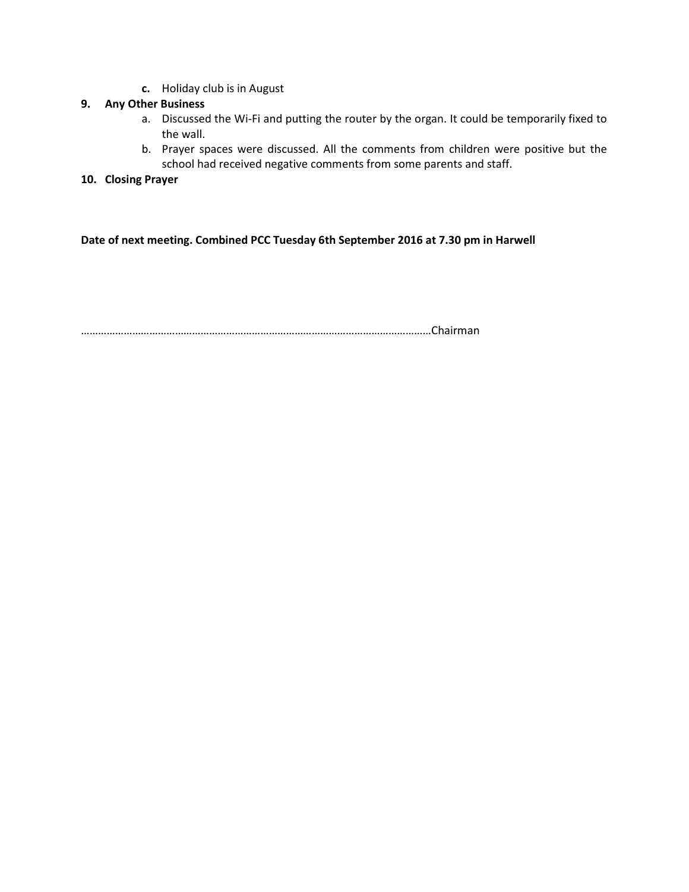c. Holiday club is in August

**9. Any Other Business**

   a. Discussed the Wi-Fi and putting the router by the organ. It could be temporarily fixed to the wall.
   b. Prayer spaces were discussed. All the comments from children were positive but the school had received negative comments from some parents and staff.

**10. Closing Prayer**

**Date of next meeting. Combined PCC Tuesday 6th September 2016 at 7.30 pm in Harwell**

……………………………………………………………………………………………………………Chairman